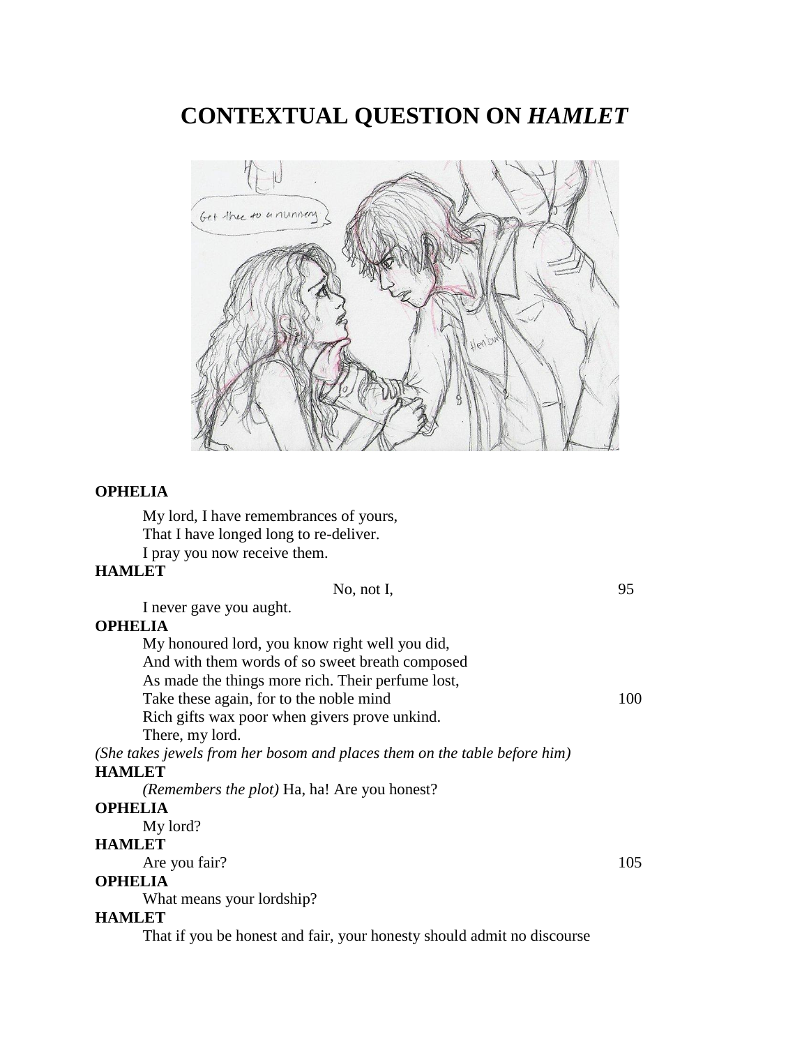# CONTEXTUAL QUESTION ON *HAMLET*

**OPHELIA**

My lord, I have remembrances of yours,
That I have longed long to re-deliver.
I pray you now receive them.

**HAMLET**

No, not I, 95
I never gave you aught.

**OPHELIA**

My honoured lord, you know right well you did,
And with them words of so sweet breath composed
As made the things more rich. Their perfume lost,
Take these again, for to the noble mind 100
Rich gifts wax poor when givers prove unkind.
There, my lord.

*(She takes jewels from her bosom and places them on the table before him)*

**HAMLET**

*(Remembers the plot)* Ha, ha! Are you honest?

**OPHELIA**

My lord?

**HAMLET**

Are you fair? 105

**OPHELIA**

What means your lordship?

**HAMLET**

That if you be honest and fair, your honesty should admit no discourse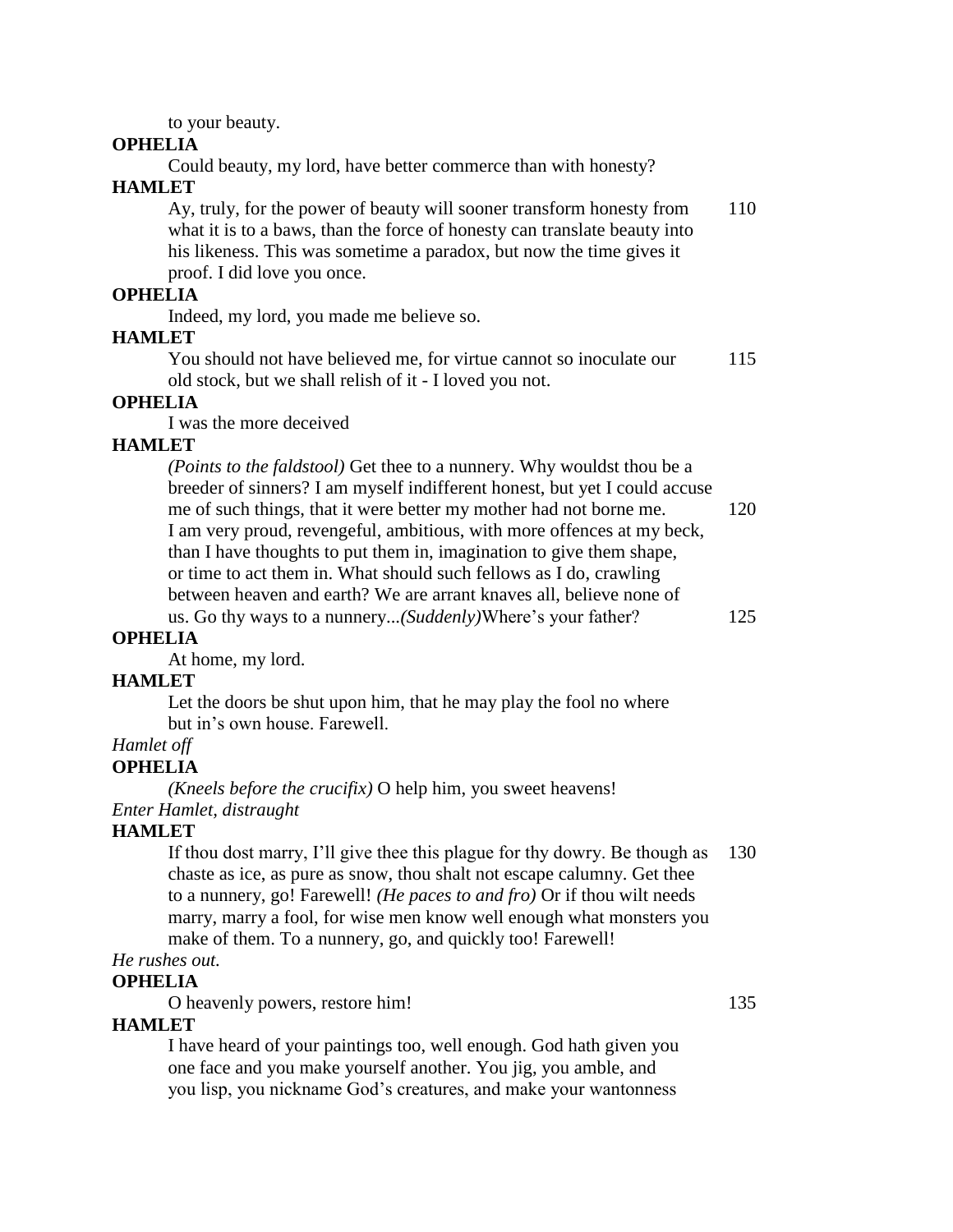to your beauty.

**OPHELIA**

Could beauty, my lord, have better commerce than with honesty?

**HAMLET**

Ay, truly, for the power of beauty will sooner transform honesty from what it is to a baws, than the force of honesty can translate beauty into his likeness. This was sometime a paradox, but now the time gives it proof. I did love you once. 110

**OPHELIA**

Indeed, my lord, you made me believe so.

**HAMLET**

You should not have believed me, for virtue cannot so inoculate our old stock, but we shall relish of it - I loved you not. 115

**OPHELIA**

I was the more deceived

**HAMLET**

*(Points to the faldstool)* Get thee to a nunnery. Why wouldst thou be a breeder of sinners? I am myself indifferent honest, but yet I could accuse me of such things, that it were better my mother had not borne me. I am very proud, revengeful, ambitious, with more offences at my beck, than I have thoughts to put them in, imagination to give them shape, or time to act them in. What should such fellows as I do, crawling between heaven and earth? We are arrant knaves all, believe none of us. Go thy ways to a nunnery...*(Suddenly)*Where's your father? 120 125

**OPHELIA**

At home, my lord.

**HAMLET**

Let the doors be shut upon him, that he may play the fool no where but in's own house. Farewell.

*Hamlet off*

**OPHELIA**

*(Kneels before the crucifix)* O help him, you sweet heavens!

*Enter Hamlet, distraught*

**HAMLET**

If thou dost marry, I'll give thee this plague for thy dowry. Be though as chaste as ice, as pure as snow, thou shalt not escape calumny. Get thee to a nunnery, go! Farewell! *(He paces to and fro)* Or if thou wilt needs marry, marry a fool, for wise men know well enough what monsters you make of them. To a nunnery, go, and quickly too! Farewell! 130

*He rushes out.*

**OPHELIA**

O heavenly powers, restore him! 135

**HAMLET**

I have heard of your paintings too, well enough. God hath given you one face and you make yourself another. You jig, you amble, and you lisp, you nickname God's creatures, and make your wantonness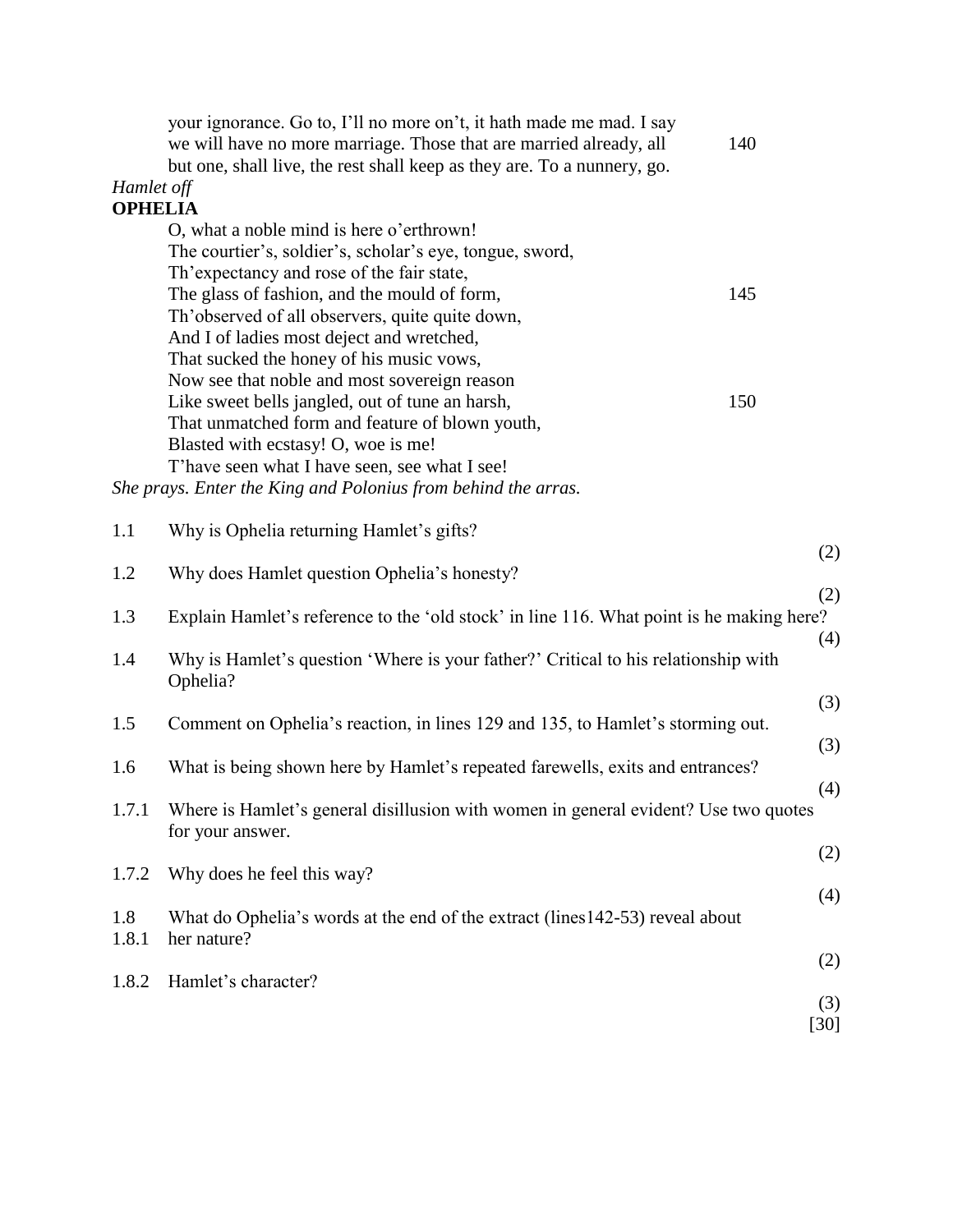your ignorance. Go to, I'll no more on't, it hath made me mad. I say
we will have no more marriage. Those that are married already, all 140
but one, shall live, the rest shall keep as they are. To a nunnery, go.

*Hamlet off*

**OPHELIA**

O, what a noble mind is here o'erthrown!
The courtier's, soldier's, scholar's eye, tongue, sword,
Th'expectancy and rose of the fair state,
The glass of fashion, and the mould of form, 145
Th'observed of all observers, quite quite down,
And I of ladies most deject and wretched,
That sucked the honey of his music vows,
Now see that noble and most sovereign reason
Like sweet bells jangled, out of tune an harsh, 150
That unmatched form and feature of blown youth,
Blasted with ecstasy! O, woe is me!
T'have seen what I have seen, see what I see!

*She prays. Enter the King and Polonius from behind the arras.*

1.1 Why is Ophelia returning Hamlet's gifts? (2)

1.2 Why does Hamlet question Ophelia's honesty? (2)

1.3 Explain Hamlet's reference to the 'old stock' in line 116. What point is he making here? (4)

1.4 Why is Hamlet's question 'Where is your father?' Critical to his relationship with Ophelia? (3)

1.5 Comment on Ophelia's reaction, in lines 129 and 135, to Hamlet's storming out. (3)

1.6 What is being shown here by Hamlet's repeated farewells, exits and entrances? (4)

1.7.1 Where is Hamlet's general disillusion with women in general evident? Use two quotes for your answer. (2)

1.7.2 Why does he feel this way? (4)

1.8 What do Ophelia's words at the end of the extract (lines142-53) reveal about

1.8.1 her nature? (2)

1.8.2 Hamlet's character? (3)

[30]